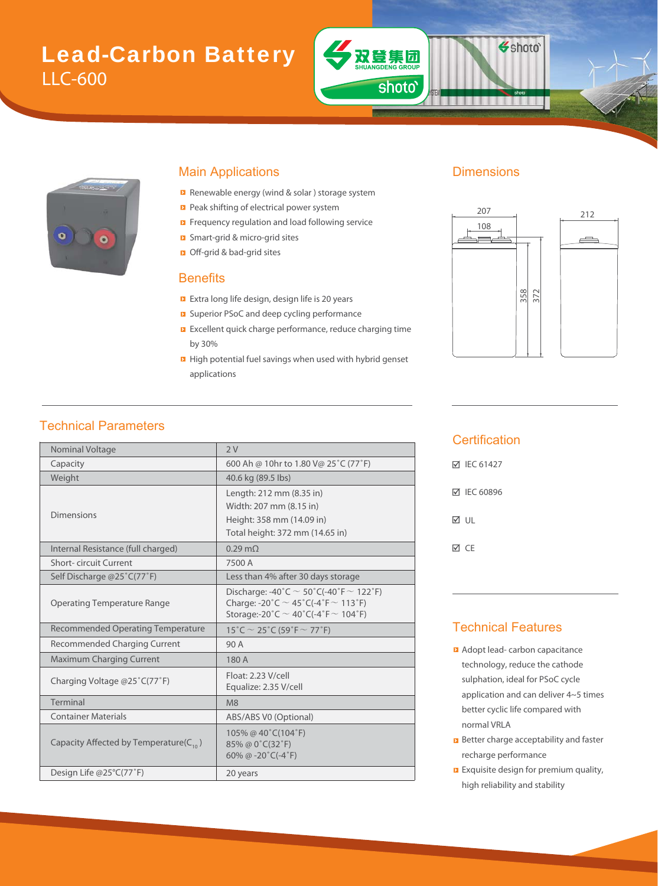# Lead-Carbon Battery

## LLC-600

### Main Applications

- Renewable energy (wind & solar ) storage system
- Peak shifting of electrical power system
- Frequency regulation and load following service
- Smart-grid & micro-grid sites
- Off-grid & bad-grid sites

### Benefits

- Extra long life design, design life is 20 years
- Superior PSoC and deep cycling performance
- Excellent quick charge performance, reduce charging time by 30%
- High potential fuel savings when used with hybrid genset applications

### Dimensions

207, 108, 212, 358, 372

### Technical Parameters

| Parameter | Value |
|---|---|
| Nominal Voltage | 2 V |
| Capacity | 600 Ah @ 10hr to 1.80 V@ 25˚C (77˚F) |
| Weight | 40.6 kg (89.5 lbs) |
| Dimensions | Length: 212 mm (8.35 in)<br>Width: 207 mm (8.15 in)<br>Height: 358 mm (14.09 in)<br>Total height: 372 mm (14.65 in) |
| Internal Resistance (full charged) | 0.29 mΩ |
| Short- circuit Current | 7500 A |
| Self Discharge @25˚C(77˚F) | Less than 4% after 30 days storage |
| Operating Temperature Range | Discharge: -40˚C ~ 50˚C(-40˚F ~ 122˚F)<br>Charge: -20˚C ~ 45˚C(-4˚F ~ 113˚F)<br>Storage:-20˚C ~ 40˚C(-4˚F ~ 104˚F) |
| Recommended Operating Temperature | 15˚C ~ 25˚C (59˚F ~ 77˚F) |
| Recommended Charging Current | 90 A |
| Maximum Charging Current | 180 A |
| Charging Voltage @25˚C(77˚F) | Float: 2.23 V/cell<br>Equalize: 2.35 V/cell |
| Terminal | M8 |
| Container Materials | ABS/ABS V0 (Optional) |
| Capacity Affected by Temperature($C_{10}$) | 105% @ 40˚C(104˚F)<br>85% @ 0˚C(32˚F)<br>60% @ -20˚C(-4˚F) |
| Design Life @25°C(77˚F) | 20 years |

### Certification

- ☑ IEC 61427
- ☑ IEC 60896
- ☑ UL
- ☑ CE

### Technical Features

- Adopt lead- carbon capacitance technology, reduce the cathode sulphation, ideal for PSoC cycle application and can deliver 4~5 times better cyclic life compared with normal VRLA
- Better charge acceptability and faster recharge performance
- Exquisite design for premium quality, high reliability and stability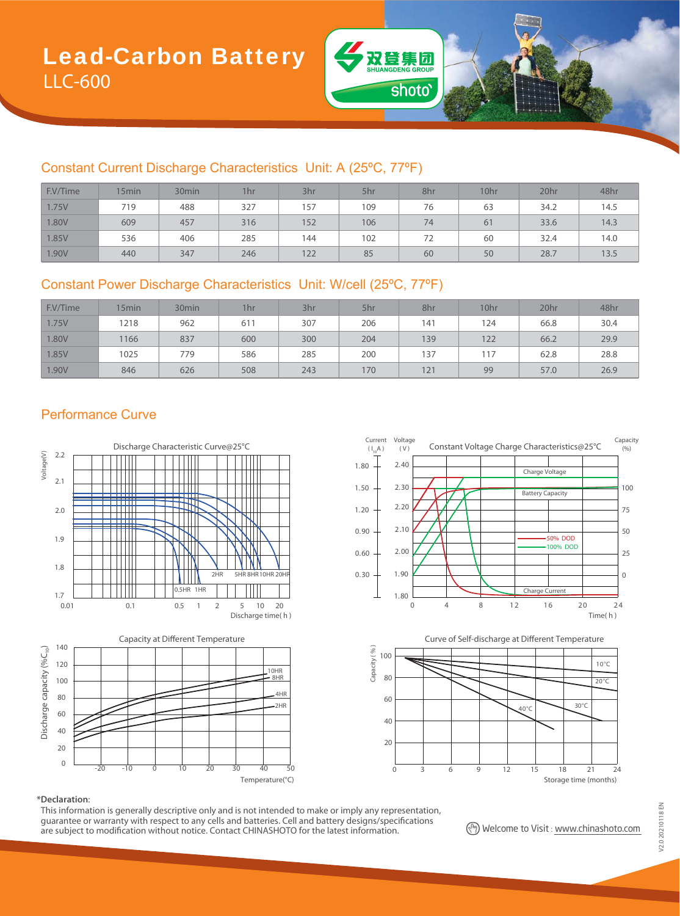# Lead-Carbon Battery

LLC-600

双登集团 SHUANGDENG GROUP shoto

## Constant Current Discharge Characteristics Unit: A (25ºC, 77ºF)

| F.V/Time | 15min | 30min | 1hr | 3hr | 5hr | 8hr | 10hr | 20hr | 48hr |
|---|---|---|---|---|---|---|---|---|---|
| 1.75V | 719 | 488 | 327 | 157 | 109 | 76 | 63 | 34.2 | 14.5 |
| 1.80V | 609 | 457 | 316 | 152 | 106 | 74 | 61 | 33.6 | 14.3 |
| 1.85V | 536 | 406 | 285 | 144 | 102 | 72 | 60 | 32.4 | 14.0 |
| 1.90V | 440 | 347 | 246 | 122 | 85 | 60 | 50 | 28.7 | 13.5 |

## Constant Power Discharge Characteristics Unit: W/cell (25ºC, 77ºF)

| F.V/Time | 15min | 30min | 1hr | 3hr | 5hr | 8hr | 10hr | 20hr | 48hr |
|---|---|---|---|---|---|---|---|---|---|
| 1.75V | 1218 | 962 | 611 | 307 | 206 | 141 | 124 | 66.8 | 30.4 |
| 1.80V | 1166 | 837 | 600 | 300 | 204 | 139 | 122 | 66.2 | 29.9 |
| 1.85V | 1025 | 779 | 586 | 285 | 200 | 137 | 117 | 62.8 | 28.8 |
| 1.90V | 846 | 626 | 508 | 243 | 170 | 121 | 99 | 57.0 | 26.9 |

## Performance Curve

Discharge Characteristic Curve@25°C

Voltage(V)

2.2
2.1
2.0
1.9
1.8
1.7

0.01 0.1 0.5 1 2 5 10 20

0.5HR 1HR 2HR 5HR 8HR 10HR 20HR

Discharge time( h )

Constant Voltage Charge Characteristics@25°C

Current ($I_{10}$A) Voltage (V) Capacity (%)

1.80 2.40
1.50 2.30 100
1.20 2.20 75
0.90 2.10 50
0.60 2.00 25
0.30 1.90 0
1.80

0 4 8 12 16 20 24

Charge Voltage

Battery Capacity

50% DOD

100% DOD

Charge Current

Time( h )

Capacity at Different Temperature

Discharge capacity (%$C_{10}$)

140
120
100
80
60
40
20
0

-20 -10 0 10 20 30 40 50

10HR
8HR
4HR
2HR

Temperature(°C)

Curve of Self-discharge at Different Temperature

Capacity ( % )

100
80
60
40
20

0 3 6 9 12 15 18 21 24

10°C
20°C
30°C
40°C

Storage time (months)

\*Declaration:

This information is generally descriptive only and is not intended to make or imply any representation, guarantee or warranty with respect to any cells and batteries. Cell and battery designs/specifications are subject to modification without notice. Contact CHINASHOTO for the latest information.

Welcome to Visit : www.chinashoto.com

V2.0 20210118 EN